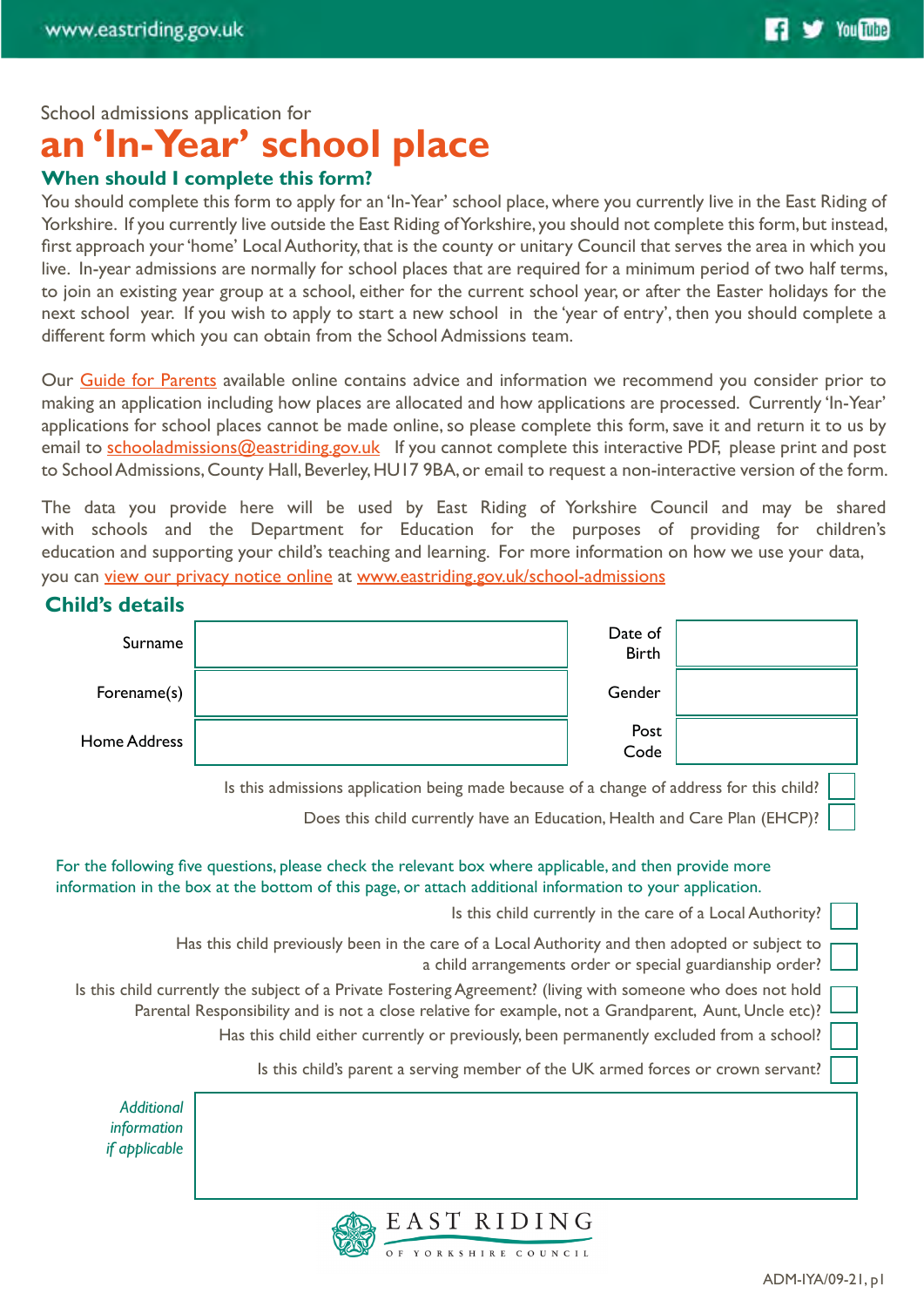School admissions application for

# an 'In-Year' school place

## When should I complete this form?

You should complete this form to apply for an 'In-Year' school place, where you currently live in the East Riding of Yorkshire. If you currently live outside the East Riding of Yorkshire, you should not complete this form, but instead, first approach your 'home' Local Authority, that is the county or unitary Council that serves the area in which you live. In-year admissions are normally for school places that are required for a minimum period of two half terms, to join an existing year group at a school, either for the current school year, or after the Easter holidays for the next school year. If you wish to apply to start a new school in the 'year of entry', then you should complete a different form which you can obtain from the School Admissions team.

Our Guide for Parents available online contains advice and information we recommend you consider prior to making an application including how places are allocated and how applications are processed. Currently 'In-Year' applications for school places cannot be made online, so please complete this form, save it and return it to us by email to schooladmissions@eastriding.gov.uk If you cannot complete this interactive PDF, please print and post to School Admissions, County Hall, Beverley, HU17 9BA, or email to request a non-interactive version of the form.

The data you provide here will be used by East Riding of Yorkshire Council and may be shared with schools and the Department for Education for the purposes of providing for children's education and supporting your child's teaching and learning. For more information on how we use your data, you can view our privacy notice online at www.eastriding.gov.uk/school-admissions

## Child's details

| | | | |
|---|---|---|---|
| Surname | | Date of Birth | |
| Forename(s) | | Gender | |
| Home Address | | Post Code | |

Is this admissions application being made because of a change of address for this child? ☐

Does this child currently have an Education, Health and Care Plan (EHCP)? ☐

For the following five questions, please check the relevant box where applicable, and then provide more information in the box at the bottom of this page, or attach additional information to your application.

Is this child currently in the care of a Local Authority? ☐

Has this child previously been in the care of a Local Authority and then adopted or subject to a child arrangements order or special guardianship order? ☐

Is this child currently the subject of a Private Fostering Agreement? (living with someone who does not hold Parental Responsibility and is not a close relative for example, not a Grandparent, Aunt, Uncle etc)? ☐

Has this child either currently or previously, been permanently excluded from a school? ☐

Is this child's parent a serving member of the UK armed forces or crown servant? ☐

*Additional information if applicable*

EAST RIDING OF YORKSHIRE COUNCIL

ADM-IYA/09-21, p1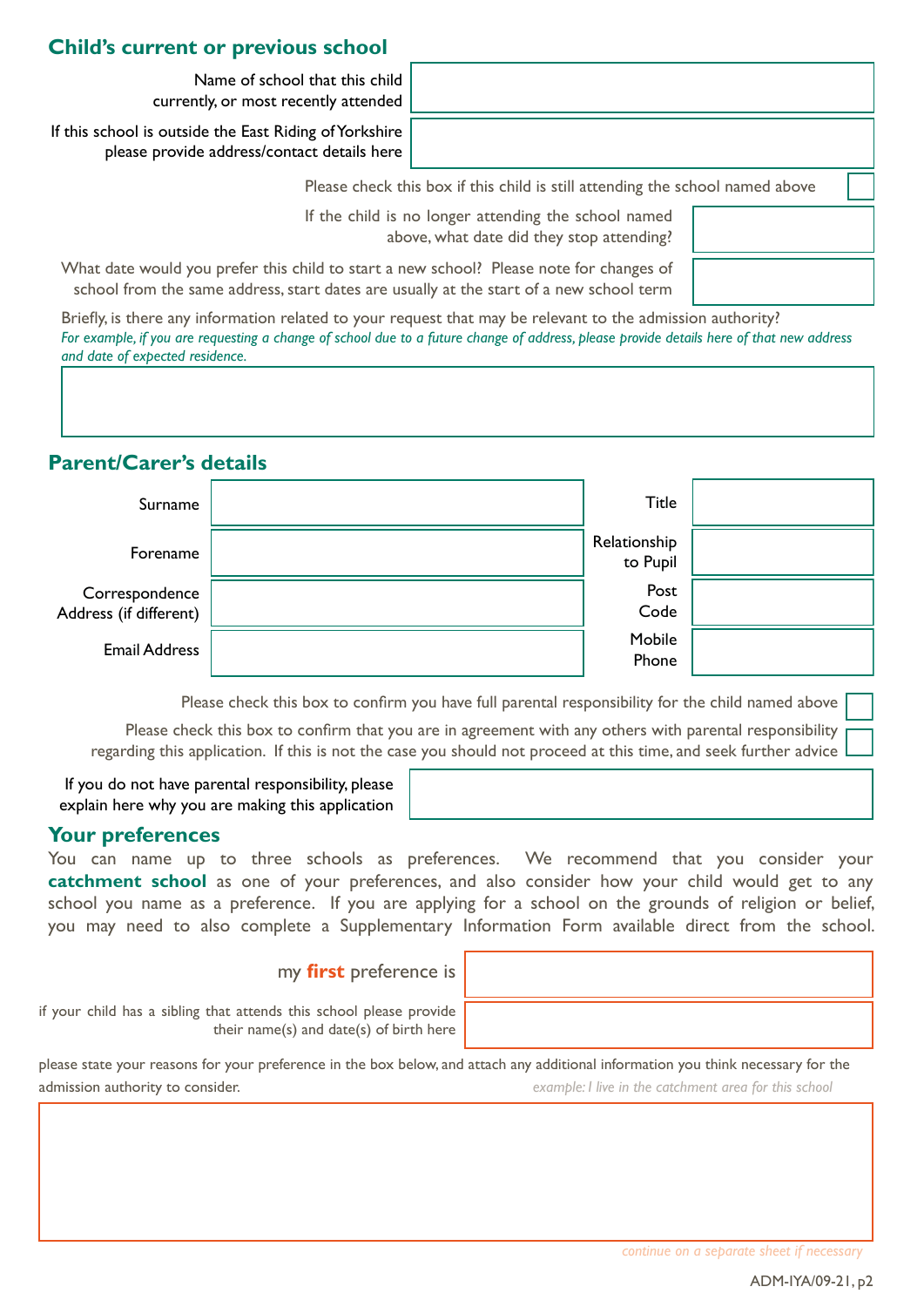## Child's current or previous school

Name of school that this child currently, or most recently attended

If this school is outside the East Riding of Yorkshire please provide address/contact details here

Please check this box if this child is still attending the school named above ☐

If the child is no longer attending the school named above, what date did they stop attending?

What date would you prefer this child to start a new school? Please note for changes of school from the same address, start dates are usually at the start of a new school term

Briefly, is there any information related to your request that may be relevant to the admission authority?
*For example, if you are requesting a change of school due to a future change of address, please provide details here of that new address and date of expected residence.*

## Parent/Carer's details

| | | | |
|---|---|---|---|
| Surname | | Title | |
| Forename | | Relationship to Pupil | |
| Correspondence Address (if different) | | Post Code | |
| Email Address | | Mobile Phone | |

Please check this box to confirm you have full parental responsibility for the child named above ☐

Please check this box to confirm that you are in agreement with any others with parental responsibility regarding this application. If this is not the case you should not proceed at this time, and seek further advice ☐

If you do not have parental responsibility, please explain here why you are making this application

## Your preferences

You can name up to three schools as preferences. We recommend that you consider your **catchment school** as one of your preferences, and also consider how your child would get to any school you name as a preference. If you are applying for a school on the grounds of religion or belief, you may need to also complete a Supplementary Information Form available direct from the school.

my **first** preference is

if your child has a sibling that attends this school please provide their name(s) and date(s) of birth here

please state your reasons for your preference in the box below, and attach any additional information you think necessary for the admission authority to consider. *example: I live in the catchment area for this school*

*continue on a separate sheet if necessary*

ADM-IYA/09-21, p2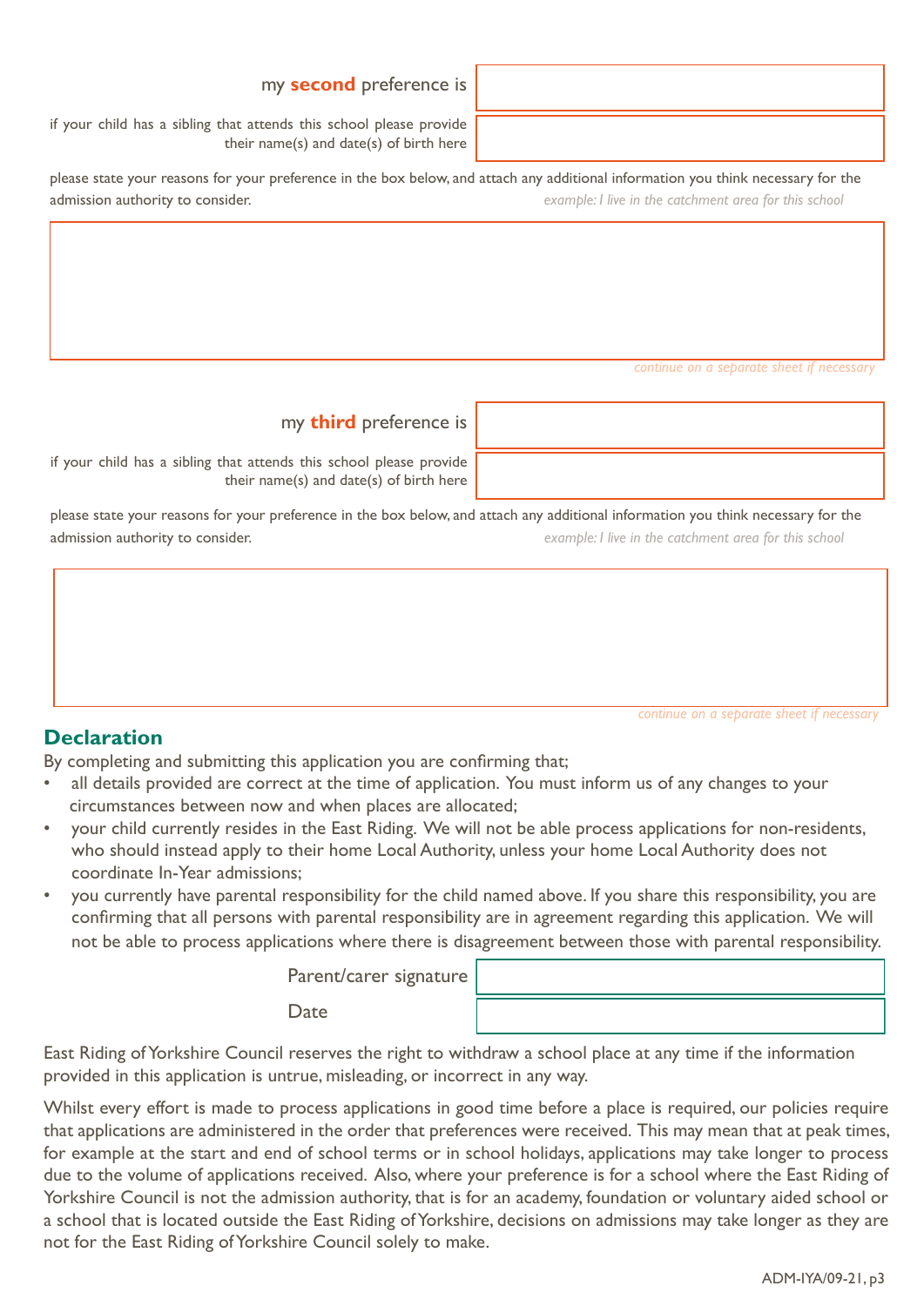my **second** preference is

if your child has a sibling that attends this school please provide their name(s) and date(s) of birth here

please state your reasons for your preference in the box below, and attach any additional information you think necessary for the admission authority to consider. *example: I live in the catchment area for this school*

*continue on a separate sheet if necessary*

my **third** preference is

if your child has a sibling that attends this school please provide their name(s) and date(s) of birth here

please state your reasons for your preference in the box below, and attach any additional information you think necessary for the admission authority to consider. *example: I live in the catchment area for this school*

*continue on a separate sheet if necessary*

## Declaration

By completing and submitting this application you are confirming that;

- all details provided are correct at the time of application. You must inform us of any changes to your circumstances between now and when places are allocated;
- your child currently resides in the East Riding. We will not be able process applications for non-residents, who should instead apply to their home Local Authority, unless your home Local Authority does not coordinate In-Year admissions;
- you currently have parental responsibility for the child named above. If you share this responsibility, you are confirming that all persons with parental responsibility are in agreement regarding this application. We will not be able to process applications where there is disagreement between those with parental responsibility.

Parent/carer signature

Date

East Riding of Yorkshire Council reserves the right to withdraw a school place at any time if the information provided in this application is untrue, misleading, or incorrect in any way.

Whilst every effort is made to process applications in good time before a place is required, our policies require that applications are administered in the order that preferences were received. This may mean that at peak times, for example at the start and end of school terms or in school holidays, applications may take longer to process due to the volume of applications received. Also, where your preference is for a school where the East Riding of Yorkshire Council is not the admission authority, that is for an academy, foundation or voluntary aided school or a school that is located outside the East Riding of Yorkshire, decisions on admissions may take longer as they are not for the East Riding of Yorkshire Council solely to make.

ADM-IYA/09-21, p3